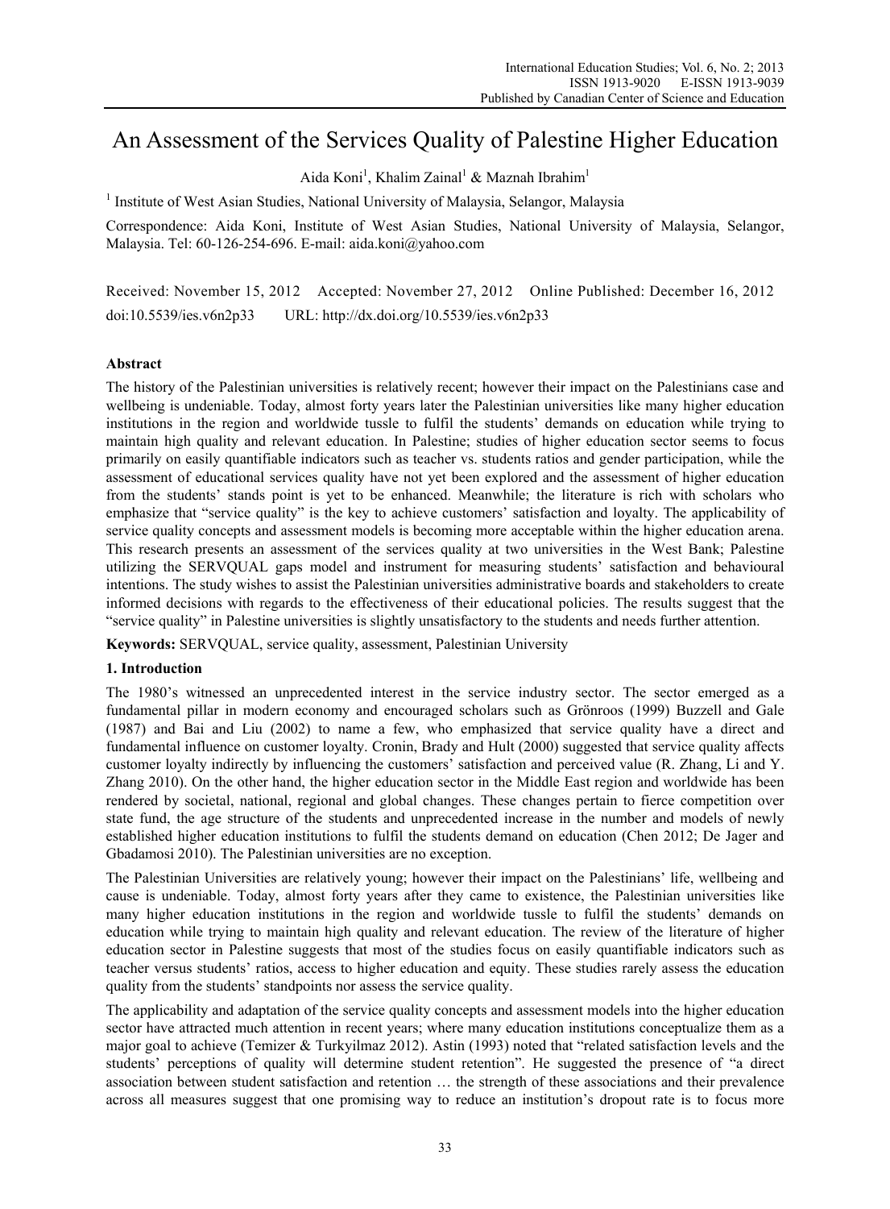# An Assessment of the Services Quality of Palestine Higher Education

Aida Koni[1], Khalim Zainal[1] & Maznah Ibrahim[1]

[1] Institute of West Asian Studies, National University of Malaysia, Selangor, Malaysia

Correspondence: Aida Koni, Institute of West Asian Studies, National University of Malaysia, Selangor, Malaysia. Tel: 60-126-254-696. E-mail: aida.koni@yahoo.com

Received: November 15, 2012   Accepted: November 27, 2012   Online Published: December 16, 2012

doi:10.5539/ies.v6n2p33   URL: http://dx.doi.org/10.5539/ies.v6n2p33

## Abstract

The history of the Palestinian universities is relatively recent; however their impact on the Palestinians case and wellbeing is undeniable. Today, almost forty years later the Palestinian universities like many higher education institutions in the region and worldwide tussle to fulfil the students' demands on education while trying to maintain high quality and relevant education. In Palestine; studies of higher education sector seems to focus primarily on easily quantifiable indicators such as teacher vs. students ratios and gender participation, while the assessment of educational services quality have not yet been explored and the assessment of higher education from the students' stands point is yet to be enhanced. Meanwhile; the literature is rich with scholars who emphasize that "service quality" is the key to achieve customers' satisfaction and loyalty. The applicability of service quality concepts and assessment models is becoming more acceptable within the higher education arena. This research presents an assessment of the services quality at two universities in the West Bank; Palestine utilizing the SERVQUAL gaps model and instrument for measuring students' satisfaction and behavioural intentions. The study wishes to assist the Palestinian universities administrative boards and stakeholders to create informed decisions with regards to the effectiveness of their educational policies. The results suggest that the "service quality" in Palestine universities is slightly unsatisfactory to the students and needs further attention.

**Keywords:** SERVQUAL, service quality, assessment, Palestinian University

## 1. Introduction

The 1980's witnessed an unprecedented interest in the service industry sector. The sector emerged as a fundamental pillar in modern economy and encouraged scholars such as Grönroos (1999) Buzzell and Gale (1987) and Bai and Liu (2002) to name a few, who emphasized that service quality have a direct and fundamental influence on customer loyalty. Cronin, Brady and Hult (2000) suggested that service quality affects customer loyalty indirectly by influencing the customers' satisfaction and perceived value (R. Zhang, Li and Y. Zhang 2010). On the other hand, the higher education sector in the Middle East region and worldwide has been rendered by societal, national, regional and global changes. These changes pertain to fierce competition over state fund, the age structure of the students and unprecedented increase in the number and models of newly established higher education institutions to fulfil the students demand on education (Chen 2012; De Jager and Gbadamosi 2010). The Palestinian universities are no exception.

The Palestinian Universities are relatively young; however their impact on the Palestinians' life, wellbeing and cause is undeniable. Today, almost forty years after they came to existence, the Palestinian universities like many higher education institutions in the region and worldwide tussle to fulfil the students' demands on education while trying to maintain high quality and relevant education. The review of the literature of higher education sector in Palestine suggests that most of the studies focus on easily quantifiable indicators such as teacher versus students' ratios, access to higher education and equity. These studies rarely assess the education quality from the students' standpoints nor assess the service quality.

The applicability and adaptation of the service quality concepts and assessment models into the higher education sector have attracted much attention in recent years; where many education institutions conceptualize them as a major goal to achieve (Temizer & Turkyilmaz 2012). Astin (1993) noted that "related satisfaction levels and the students' perceptions of quality will determine student retention". He suggested the presence of "a direct association between student satisfaction and retention … the strength of these associations and their prevalence across all measures suggest that one promising way to reduce an institution's dropout rate is to focus more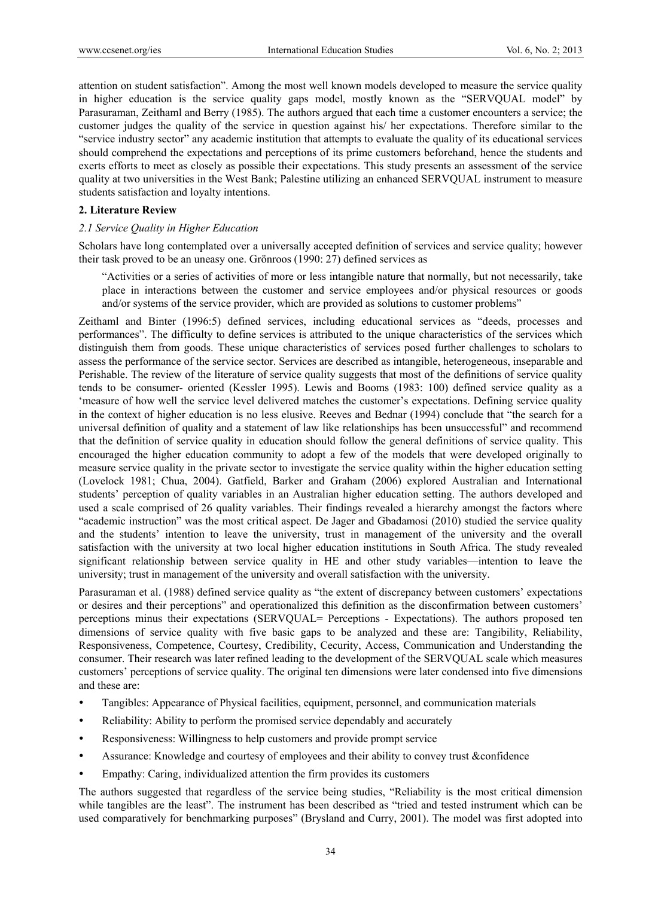attention on student satisfaction". Among the most well known models developed to measure the service quality in higher education is the service quality gaps model, mostly known as the "SERVQUAL model" by Parasuraman, Zeithaml and Berry (1985). The authors argued that each time a customer encounters a service; the customer judges the quality of the service in question against his/ her expectations. Therefore similar to the "service industry sector" any academic institution that attempts to evaluate the quality of its educational services should comprehend the expectations and perceptions of its prime customers beforehand, hence the students and exerts efforts to meet as closely as possible their expectations. This study presents an assessment of the service quality at two universities in the West Bank; Palestine utilizing an enhanced SERVQUAL instrument to measure students satisfaction and loyalty intentions.

## 2. Literature Review

### *2.1 Service Quality in Higher Education*

Scholars have long contemplated over a universally accepted definition of services and service quality; however their task proved to be an uneasy one. Grönroos (1990: 27) defined services as

> "Activities or a series of activities of more or less intangible nature that normally, but not necessarily, take place in interactions between the customer and service employees and/or physical resources or goods and/or systems of the service provider, which are provided as solutions to customer problems"

Zeithaml and Binter (1996:5) defined services, including educational services as "deeds, processes and performances". The difficulty to define services is attributed to the unique characteristics of the services which distinguish them from goods. These unique characteristics of services posed further challenges to scholars to assess the performance of the service sector. Services are described as intangible, heterogeneous, inseparable and Perishable. The review of the literature of service quality suggests that most of the definitions of service quality tends to be consumer- oriented (Kessler 1995). Lewis and Booms (1983: 100) defined service quality as a 'measure of how well the service level delivered matches the customer's expectations. Defining service quality in the context of higher education is no less elusive. Reeves and Bednar (1994) conclude that "the search for a universal definition of quality and a statement of law like relationships has been unsuccessful" and recommend that the definition of service quality in education should follow the general definitions of service quality. This encouraged the higher education community to adopt a few of the models that were developed originally to measure service quality in the private sector to investigate the service quality within the higher education setting (Lovelock 1981; Chua, 2004). Gatfield, Barker and Graham (2006) explored Australian and International students' perception of quality variables in an Australian higher education setting. The authors developed and used a scale comprised of 26 quality variables. Their findings revealed a hierarchy amongst the factors where "academic instruction" was the most critical aspect. De Jager and Gbadamosi (2010) studied the service quality and the students' intention to leave the university, trust in management of the university and the overall satisfaction with the university at two local higher education institutions in South Africa. The study revealed significant relationship between service quality in HE and other study variables—intention to leave the university; trust in management of the university and overall satisfaction with the university.

Parasuraman et al. (1988) defined service quality as "the extent of discrepancy between customers' expectations or desires and their perceptions" and operationalized this definition as the disconfirmation between customers' perceptions minus their expectations (SERVQUAL= Perceptions - Expectations). The authors proposed ten dimensions of service quality with five basic gaps to be analyzed and these are: Tangibility, Reliability, Responsiveness, Competence, Courtesy, Credibility, Cecurity, Access, Communication and Understanding the consumer. Their research was later refined leading to the development of the SERVQUAL scale which measures customers' perceptions of service quality. The original ten dimensions were later condensed into five dimensions and these are:

- Tangibles: Appearance of Physical facilities, equipment, personnel, and communication materials
- Reliability: Ability to perform the promised service dependably and accurately
- Responsiveness: Willingness to help customers and provide prompt service
- Assurance: Knowledge and courtesy of employees and their ability to convey trust &confidence
- Empathy: Caring, individualized attention the firm provides its customers

The authors suggested that regardless of the service being studies, "Reliability is the most critical dimension while tangibles are the least". The instrument has been described as "tried and tested instrument which can be used comparatively for benchmarking purposes" (Brysland and Curry, 2001). The model was first adopted into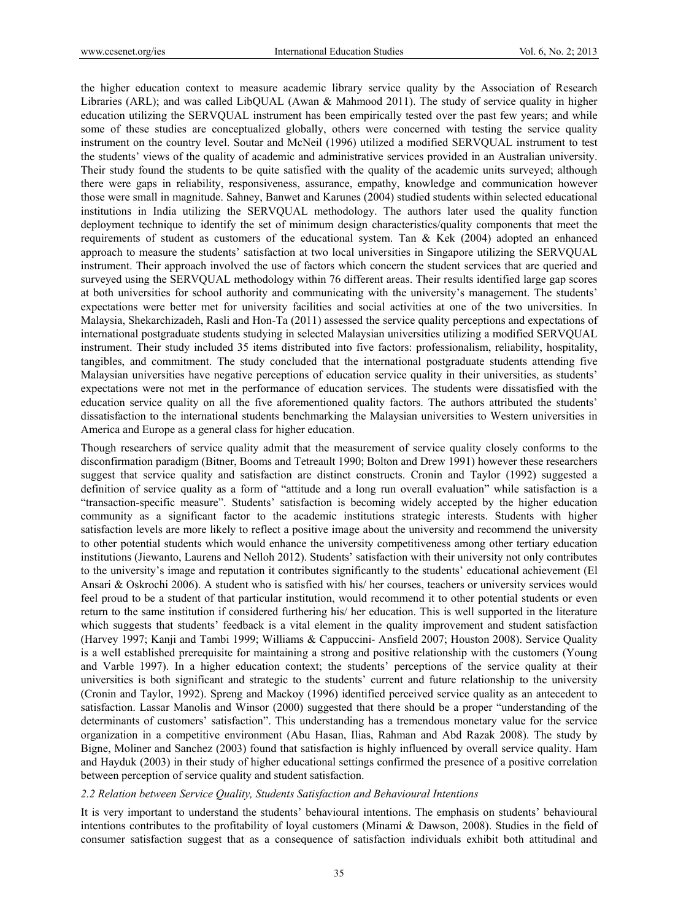the higher education context to measure academic library service quality by the Association of Research Libraries (ARL); and was called LibQUAL (Awan & Mahmood 2011). The study of service quality in higher education utilizing the SERVQUAL instrument has been empirically tested over the past few years; and while some of these studies are conceptualized globally, others were concerned with testing the service quality instrument on the country level. Soutar and McNeil (1996) utilized a modified SERVQUAL instrument to test the students' views of the quality of academic and administrative services provided in an Australian university. Their study found the students to be quite satisfied with the quality of the academic units surveyed; although there were gaps in reliability, responsiveness, assurance, empathy, knowledge and communication however those were small in magnitude. Sahney, Banwet and Karunes (2004) studied students within selected educational institutions in India utilizing the SERVQUAL methodology. The authors later used the quality function deployment technique to identify the set of minimum design characteristics/quality components that meet the requirements of student as customers of the educational system. Tan & Kek (2004) adopted an enhanced approach to measure the students' satisfaction at two local universities in Singapore utilizing the SERVQUAL instrument. Their approach involved the use of factors which concern the student services that are queried and surveyed using the SERVQUAL methodology within 76 different areas. Their results identified large gap scores at both universities for school authority and communicating with the university's management. The students' expectations were better met for university facilities and social activities at one of the two universities. In Malaysia, Shekarchizadeh, Rasli and Hon-Ta (2011) assessed the service quality perceptions and expectations of international postgraduate students studying in selected Malaysian universities utilizing a modified SERVQUAL instrument. Their study included 35 items distributed into five factors: professionalism, reliability, hospitality, tangibles, and commitment. The study concluded that the international postgraduate students attending five Malaysian universities have negative perceptions of education service quality in their universities, as students' expectations were not met in the performance of education services. The students were dissatisfied with the education service quality on all the five aforementioned quality factors. The authors attributed the students' dissatisfaction to the international students benchmarking the Malaysian universities to Western universities in America and Europe as a general class for higher education.

Though researchers of service quality admit that the measurement of service quality closely conforms to the disconfirmation paradigm (Bitner, Booms and Tetreault 1990; Bolton and Drew 1991) however these researchers suggest that service quality and satisfaction are distinct constructs. Cronin and Taylor (1992) suggested a definition of service quality as a form of "attitude and a long run overall evaluation" while satisfaction is a "transaction-specific measure". Students' satisfaction is becoming widely accepted by the higher education community as a significant factor to the academic institutions strategic interests. Students with higher satisfaction levels are more likely to reflect a positive image about the university and recommend the university to other potential students which would enhance the university competitiveness among other tertiary education institutions (Jiewanto, Laurens and Nelloh 2012). Students' satisfaction with their university not only contributes to the university's image and reputation it contributes significantly to the students' educational achievement (El Ansari & Oskrochi 2006). A student who is satisfied with his/ her courses, teachers or university services would feel proud to be a student of that particular institution, would recommend it to other potential students or even return to the same institution if considered furthering his/ her education. This is well supported in the literature which suggests that students' feedback is a vital element in the quality improvement and student satisfaction (Harvey 1997; Kanji and Tambi 1999; Williams & Cappuccini- Ansfield 2007; Houston 2008). Service Quality is a well established prerequisite for maintaining a strong and positive relationship with the customers (Young and Varble 1997). In a higher education context; the students' perceptions of the service quality at their universities is both significant and strategic to the students' current and future relationship to the university (Cronin and Taylor, 1992). Spreng and Mackoy (1996) identified perceived service quality as an antecedent to satisfaction. Lassar Manolis and Winsor (2000) suggested that there should be a proper "understanding of the determinants of customers' satisfaction". This understanding has a tremendous monetary value for the service organization in a competitive environment (Abu Hasan, Ilias, Rahman and Abd Razak 2008). The study by Bigne, Moliner and Sanchez (2003) found that satisfaction is highly influenced by overall service quality. Ham and Hayduk (2003) in their study of higher educational settings confirmed the presence of a positive correlation between perception of service quality and student satisfaction.

### *2.2 Relation between Service Quality, Students Satisfaction and Behavioural Intentions*

It is very important to understand the students' behavioural intentions. The emphasis on students' behavioural intentions contributes to the profitability of loyal customers (Minami & Dawson, 2008). Studies in the field of consumer satisfaction suggest that as a consequence of satisfaction individuals exhibit both attitudinal and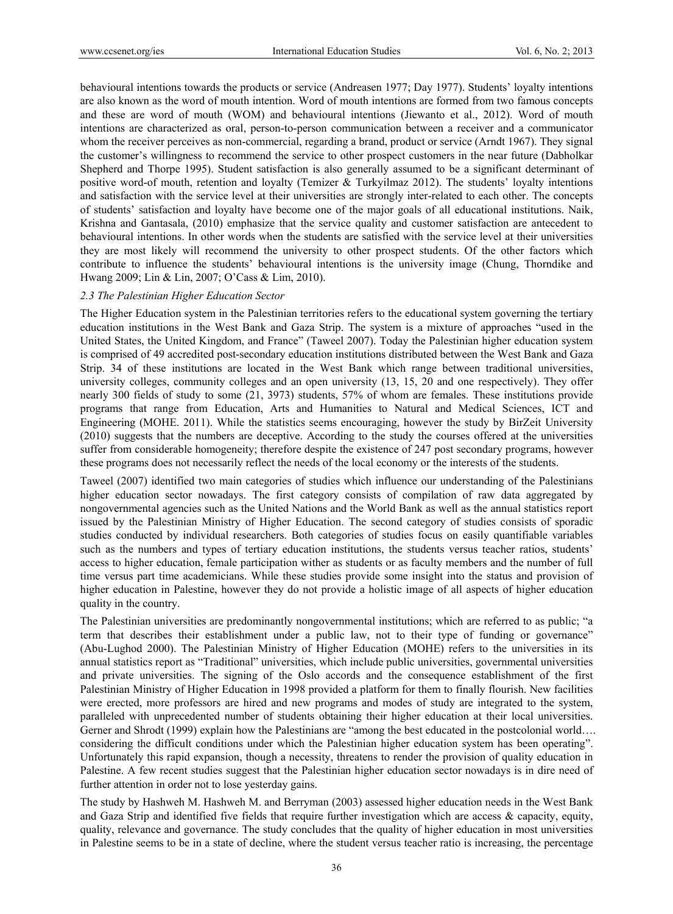behavioural intentions towards the products or service (Andreasen 1977; Day 1977). Students' loyalty intentions are also known as the word of mouth intention. Word of mouth intentions are formed from two famous concepts and these are word of mouth (WOM) and behavioural intentions (Jiewanto et al., 2012). Word of mouth intentions are characterized as oral, person-to-person communication between a receiver and a communicator whom the receiver perceives as non-commercial, regarding a brand, product or service (Arndt 1967). They signal the customer's willingness to recommend the service to other prospect customers in the near future (Dabholkar Shepherd and Thorpe 1995). Student satisfaction is also generally assumed to be a significant determinant of positive word-of mouth, retention and loyalty (Temizer & Turkyilmaz 2012). The students' loyalty intentions and satisfaction with the service level at their universities are strongly inter-related to each other. The concepts of students' satisfaction and loyalty have become one of the major goals of all educational institutions. Naik, Krishna and Gantasala, (2010) emphasize that the service quality and customer satisfaction are antecedent to behavioural intentions. In other words when the students are satisfied with the service level at their universities they are most likely will recommend the university to other prospect students. Of the other factors which contribute to influence the students' behavioural intentions is the university image (Chung, Thorndike and Hwang 2009; Lin & Lin, 2007; O'Cass & Lim, 2010).

### *2.3 The Palestinian Higher Education Sector*

The Higher Education system in the Palestinian territories refers to the educational system governing the tertiary education institutions in the West Bank and Gaza Strip. The system is a mixture of approaches "used in the United States, the United Kingdom, and France" (Taweel 2007). Today the Palestinian higher education system is comprised of 49 accredited post-secondary education institutions distributed between the West Bank and Gaza Strip. 34 of these institutions are located in the West Bank which range between traditional universities, university colleges, community colleges and an open university (13, 15, 20 and one respectively). They offer nearly 300 fields of study to some (21, 3973) students, 57% of whom are females. These institutions provide programs that range from Education, Arts and Humanities to Natural and Medical Sciences, ICT and Engineering (MOHE. 2011). While the statistics seems encouraging, however the study by BirZeit University (2010) suggests that the numbers are deceptive. According to the study the courses offered at the universities suffer from considerable homogeneity; therefore despite the existence of 247 post secondary programs, however these programs does not necessarily reflect the needs of the local economy or the interests of the students.

Taweel (2007) identified two main categories of studies which influence our understanding of the Palestinians higher education sector nowadays. The first category consists of compilation of raw data aggregated by nongovernmental agencies such as the United Nations and the World Bank as well as the annual statistics report issued by the Palestinian Ministry of Higher Education. The second category of studies consists of sporadic studies conducted by individual researchers. Both categories of studies focus on easily quantifiable variables such as the numbers and types of tertiary education institutions, the students versus teacher ratios, students' access to higher education, female participation wither as students or as faculty members and the number of full time versus part time academicians. While these studies provide some insight into the status and provision of higher education in Palestine, however they do not provide a holistic image of all aspects of higher education quality in the country.

The Palestinian universities are predominantly nongovernmental institutions; which are referred to as public; "a term that describes their establishment under a public law, not to their type of funding or governance" (Abu-Lughod 2000). The Palestinian Ministry of Higher Education (MOHE) refers to the universities in its annual statistics report as "Traditional" universities, which include public universities, governmental universities and private universities. The signing of the Oslo accords and the consequence establishment of the first Palestinian Ministry of Higher Education in 1998 provided a platform for them to finally flourish. New facilities were erected, more professors are hired and new programs and modes of study are integrated to the system, paralleled with unprecedented number of students obtaining their higher education at their local universities. Gerner and Shrodt (1999) explain how the Palestinians are "among the best educated in the postcolonial world…. considering the difficult conditions under which the Palestinian higher education system has been operating". Unfortunately this rapid expansion, though a necessity, threatens to render the provision of quality education in Palestine. A few recent studies suggest that the Palestinian higher education sector nowadays is in dire need of further attention in order not to lose yesterday gains.

The study by Hashweh M. Hashweh M. and Berryman (2003) assessed higher education needs in the West Bank and Gaza Strip and identified five fields that require further investigation which are access & capacity, equity, quality, relevance and governance. The study concludes that the quality of higher education in most universities in Palestine seems to be in a state of decline, where the student versus teacher ratio is increasing, the percentage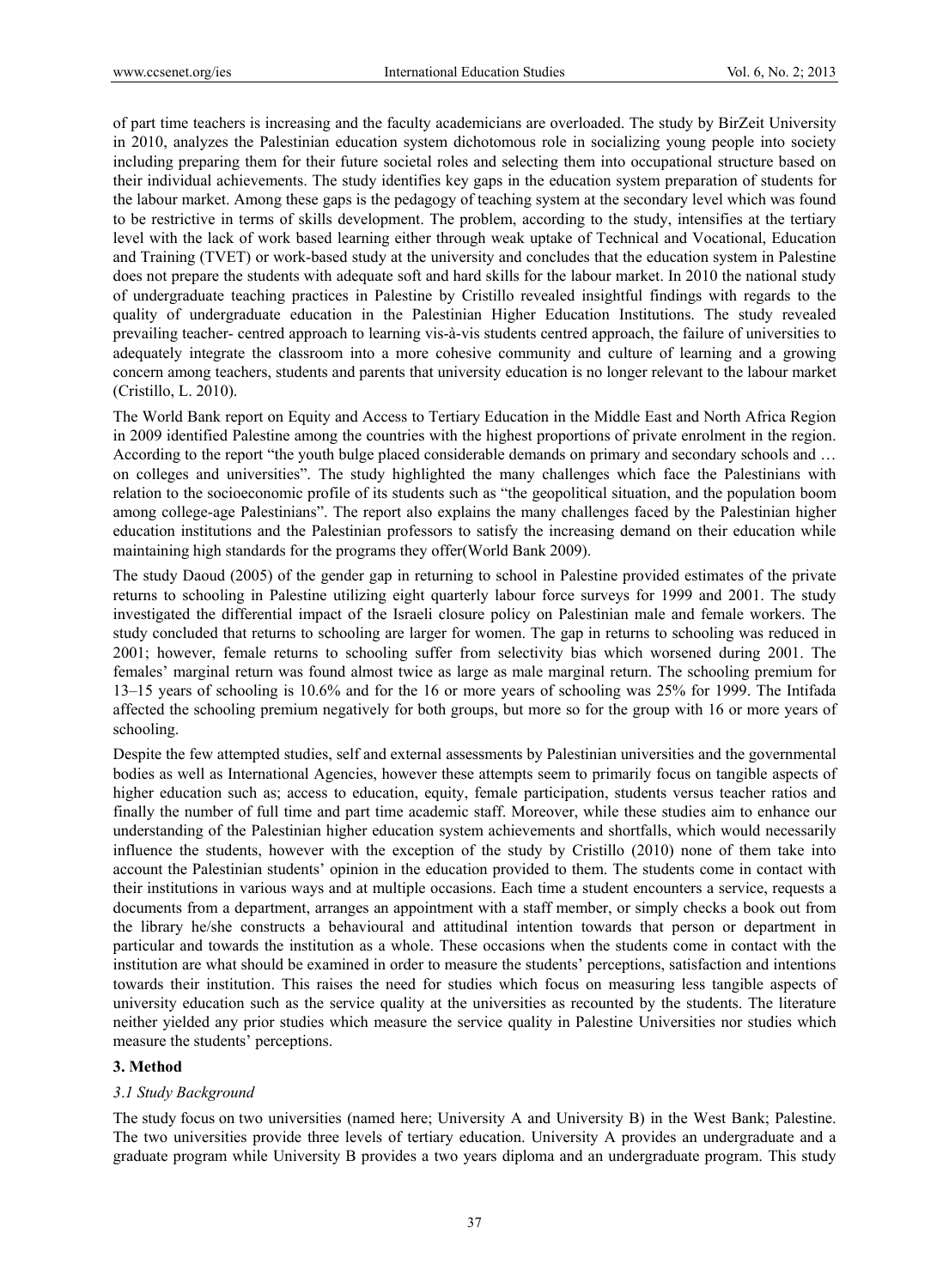of part time teachers is increasing and the faculty academicians are overloaded. The study by BirZeit University in 2010, analyzes the Palestinian education system dichotomous role in socializing young people into society including preparing them for their future societal roles and selecting them into occupational structure based on their individual achievements. The study identifies key gaps in the education system preparation of students for the labour market. Among these gaps is the pedagogy of teaching system at the secondary level which was found to be restrictive in terms of skills development. The problem, according to the study, intensifies at the tertiary level with the lack of work based learning either through weak uptake of Technical and Vocational, Education and Training (TVET) or work-based study at the university and concludes that the education system in Palestine does not prepare the students with adequate soft and hard skills for the labour market. In 2010 the national study of undergraduate teaching practices in Palestine by Cristillo revealed insightful findings with regards to the quality of undergraduate education in the Palestinian Higher Education Institutions. The study revealed prevailing teacher- centred approach to learning vis-à-vis students centred approach, the failure of universities to adequately integrate the classroom into a more cohesive community and culture of learning and a growing concern among teachers, students and parents that university education is no longer relevant to the labour market (Cristillo, L. 2010).

The World Bank report on Equity and Access to Tertiary Education in the Middle East and North Africa Region in 2009 identified Palestine among the countries with the highest proportions of private enrolment in the region. According to the report "the youth bulge placed considerable demands on primary and secondary schools and … on colleges and universities". The study highlighted the many challenges which face the Palestinians with relation to the socioeconomic profile of its students such as "the geopolitical situation, and the population boom among college-age Palestinians". The report also explains the many challenges faced by the Palestinian higher education institutions and the Palestinian professors to satisfy the increasing demand on their education while maintaining high standards for the programs they offer(World Bank 2009).

The study Daoud (2005) of the gender gap in returning to school in Palestine provided estimates of the private returns to schooling in Palestine utilizing eight quarterly labour force surveys for 1999 and 2001. The study investigated the differential impact of the Israeli closure policy on Palestinian male and female workers. The study concluded that returns to schooling are larger for women. The gap in returns to schooling was reduced in 2001; however, female returns to schooling suffer from selectivity bias which worsened during 2001. The females' marginal return was found almost twice as large as male marginal return. The schooling premium for 13–15 years of schooling is 10.6% and for the 16 or more years of schooling was 25% for 1999. The Intifada affected the schooling premium negatively for both groups, but more so for the group with 16 or more years of schooling.

Despite the few attempted studies, self and external assessments by Palestinian universities and the governmental bodies as well as International Agencies, however these attempts seem to primarily focus on tangible aspects of higher education such as; access to education, equity, female participation, students versus teacher ratios and finally the number of full time and part time academic staff. Moreover, while these studies aim to enhance our understanding of the Palestinian higher education system achievements and shortfalls, which would necessarily influence the students, however with the exception of the study by Cristillo (2010) none of them take into account the Palestinian students' opinion in the education provided to them. The students come in contact with their institutions in various ways and at multiple occasions. Each time a student encounters a service, requests a documents from a department, arranges an appointment with a staff member, or simply checks a book out from the library he/she constructs a behavioural and attitudinal intention towards that person or department in particular and towards the institution as a whole. These occasions when the students come in contact with the institution are what should be examined in order to measure the students' perceptions, satisfaction and intentions towards their institution. This raises the need for studies which focus on measuring less tangible aspects of university education such as the service quality at the universities as recounted by the students. The literature neither yielded any prior studies which measure the service quality in Palestine Universities nor studies which measure the students' perceptions.

## 3. Method

### *3.1 Study Background*

The study focus on two universities (named here; University A and University B) in the West Bank; Palestine. The two universities provide three levels of tertiary education. University A provides an undergraduate and a graduate program while University B provides a two years diploma and an undergraduate program. This study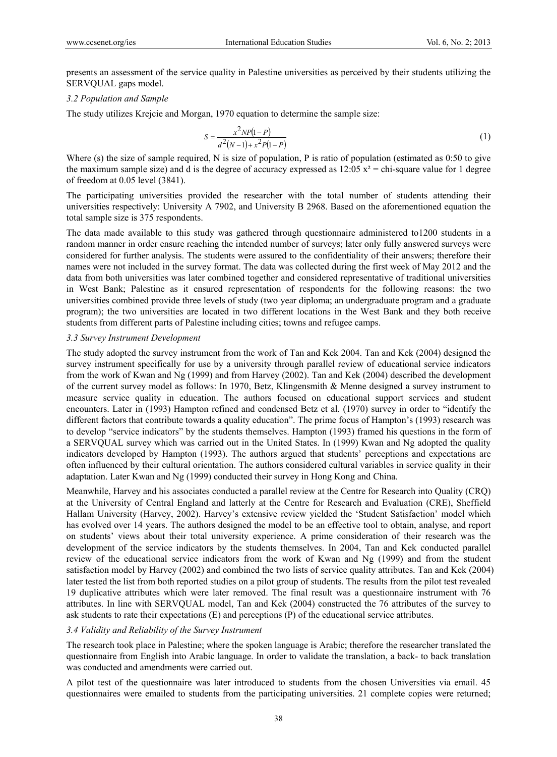presents an assessment of the service quality in Palestine universities as perceived by their students utilizing the SERVQUAL gaps model.

### *3.2 Population and Sample*

The study utilizes Krejcie and Morgan, 1970 equation to determine the sample size:

$$S = \frac{x^2 NP(1-P)}{d^2(N-1) + x^2 P(1-P)} \tag{1}$$

Where (s) the size of sample required, N is size of population, P is ratio of population (estimated as 0:50 to give the maximum sample size) and d is the degree of accuracy expressed as 12:05 $x^2$ = chi-square value for 1 degree of freedom at 0.05 level (3841).

The participating universities provided the researcher with the total number of students attending their universities respectively: University A 7902, and University B 2968. Based on the aforementioned equation the total sample size is 375 respondents.

The data made available to this study was gathered through questionnaire administered to1200 students in a random manner in order ensure reaching the intended number of surveys; later only fully answered surveys were considered for further analysis. The students were assured to the confidentiality of their answers; therefore their names were not included in the survey format. The data was collected during the first week of May 2012 and the data from both universities was later combined together and considered representative of traditional universities in West Bank; Palestine as it ensured representation of respondents for the following reasons: the two universities combined provide three levels of study (two year diploma; an undergraduate program and a graduate program); the two universities are located in two different locations in the West Bank and they both receive students from different parts of Palestine including cities; towns and refugee camps.

### *3.3 Survey Instrument Development*

The study adopted the survey instrument from the work of Tan and Kek 2004. Tan and Kek (2004) designed the survey instrument specifically for use by a university through parallel review of educational service indicators from the work of Kwan and Ng (1999) and from Harvey (2002). Tan and Kek (2004) described the development of the current survey model as follows: In 1970, Betz, Klingensmith & Menne designed a survey instrument to measure service quality in education. The authors focused on educational support services and student encounters. Later in (1993) Hampton refined and condensed Betz et al. (1970) survey in order to "identify the different factors that contribute towards a quality education". The prime focus of Hampton's (1993) research was to develop "service indicators" by the students themselves. Hampton (1993) framed his questions in the form of a SERVQUAL survey which was carried out in the United States. In (1999) Kwan and Ng adopted the quality indicators developed by Hampton (1993). The authors argued that students' perceptions and expectations are often influenced by their cultural orientation. The authors considered cultural variables in service quality in their adaptation. Later Kwan and Ng (1999) conducted their survey in Hong Kong and China.

Meanwhile, Harvey and his associates conducted a parallel review at the Centre for Research into Quality (CRQ) at the University of Central England and latterly at the Centre for Research and Evaluation (CRE), Sheffield Hallam University (Harvey, 2002). Harvey's extensive review yielded the 'Student Satisfaction' model which has evolved over 14 years. The authors designed the model to be an effective tool to obtain, analyse, and report on students' views about their total university experience. A prime consideration of their research was the development of the service indicators by the students themselves. In 2004, Tan and Kek conducted parallel review of the educational service indicators from the work of Kwan and Ng (1999) and from the student satisfaction model by Harvey (2002) and combined the two lists of service quality attributes. Tan and Kek (2004) later tested the list from both reported studies on a pilot group of students. The results from the pilot test revealed 19 duplicative attributes which were later removed. The final result was a questionnaire instrument with 76 attributes. In line with SERVQUAL model, Tan and Kek (2004) constructed the 76 attributes of the survey to ask students to rate their expectations (E) and perceptions (P) of the educational service attributes.

### *3.4 Validity and Reliability of the Survey Instrument*

The research took place in Palestine; where the spoken language is Arabic; therefore the researcher translated the questionnaire from English into Arabic language. In order to validate the translation, a back- to back translation was conducted and amendments were carried out.

A pilot test of the questionnaire was later introduced to students from the chosen Universities via email. 45 questionnaires were emailed to students from the participating universities. 21 complete copies were returned;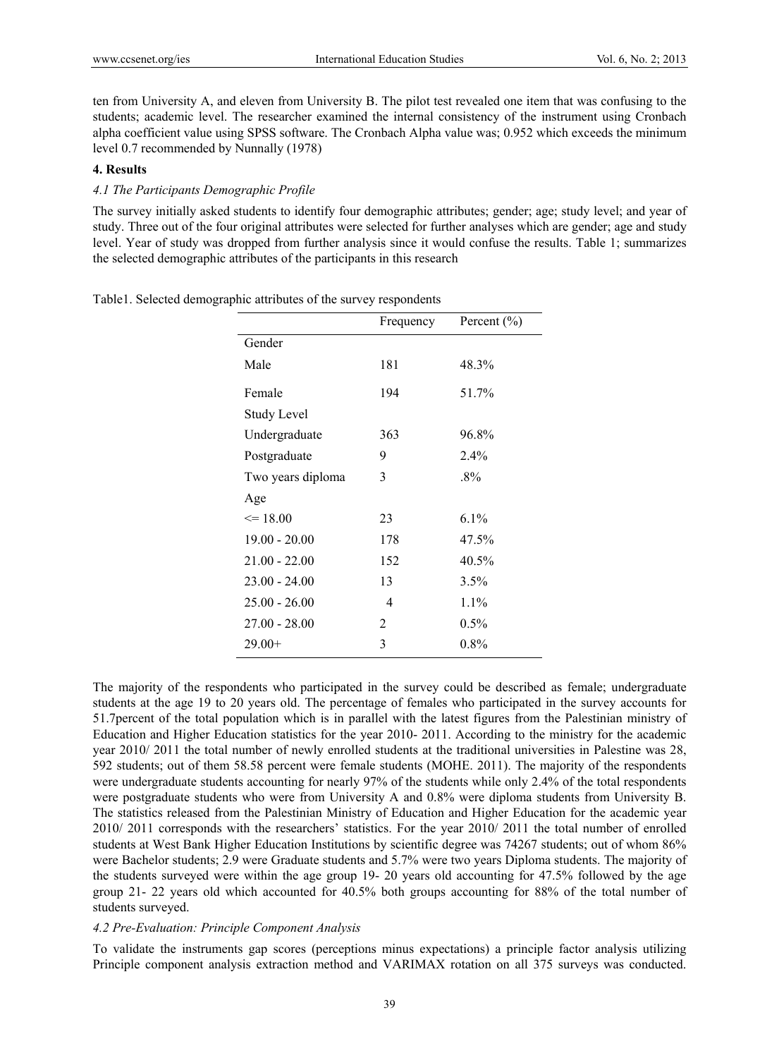ten from University A, and eleven from University B. The pilot test revealed one item that was confusing to the students; academic level. The researcher examined the internal consistency of the instrument using Cronbach alpha coefficient value using SPSS software. The Cronbach Alpha value was; 0.952 which exceeds the minimum level 0.7 recommended by Nunnally (1978)

## 4. Results

### *4.1 The Participants Demographic Profile*

The survey initially asked students to identify four demographic attributes; gender; age; study level; and year of study. Three out of the four original attributes were selected for further analyses which are gender; age and study level. Year of study was dropped from further analysis since it would confuse the results. Table 1; summarizes the selected demographic attributes of the participants in this research

Table1. Selected demographic attributes of the survey respondents

| | Frequency | Percent (%) |
|---|---|---|
| Gender | | |
| Male | 181 | 48.3% |
| Female | 194 | 51.7% |
| Study Level | | |
| Undergraduate | 363 | 96.8% |
| Postgraduate | 9 | 2.4% |
| Two years diploma | 3 | .8% |
| Age | | |
| <= 18.00 | 23 | 6.1% |
| 19.00 - 20.00 | 178 | 47.5% |
| 21.00 - 22.00 | 152 | 40.5% |
| 23.00 - 24.00 | 13 | 3.5% |
| 25.00 - 26.00 | 4 | 1.1% |
| 27.00 - 28.00 | 2 | 0.5% |
| 29.00+ | 3 | 0.8% |

The majority of the respondents who participated in the survey could be described as female; undergraduate students at the age 19 to 20 years old. The percentage of females who participated in the survey accounts for 51.7percent of the total population which is in parallel with the latest figures from the Palestinian ministry of Education and Higher Education statistics for the year 2010- 2011. According to the ministry for the academic year 2010/ 2011 the total number of newly enrolled students at the traditional universities in Palestine was 28, 592 students; out of them 58.58 percent were female students (MOHE. 2011). The majority of the respondents were undergraduate students accounting for nearly 97% of the students while only 2.4% of the total respondents were postgraduate students who were from University A and 0.8% were diploma students from University B. The statistics released from the Palestinian Ministry of Education and Higher Education for the academic year 2010/ 2011 corresponds with the researchers' statistics. For the year 2010/ 2011 the total number of enrolled students at West Bank Higher Education Institutions by scientific degree was 74267 students; out of whom 86% were Bachelor students; 2.9 were Graduate students and 5.7% were two years Diploma students. The majority of the students surveyed were within the age group 19- 20 years old accounting for 47.5% followed by the age group 21- 22 years old which accounted for 40.5% both groups accounting for 88% of the total number of students surveyed.

### *4.2 Pre-Evaluation: Principle Component Analysis*

To validate the instruments gap scores (perceptions minus expectations) a principle factor analysis utilizing Principle component analysis extraction method and VARIMAX rotation on all 375 surveys was conducted.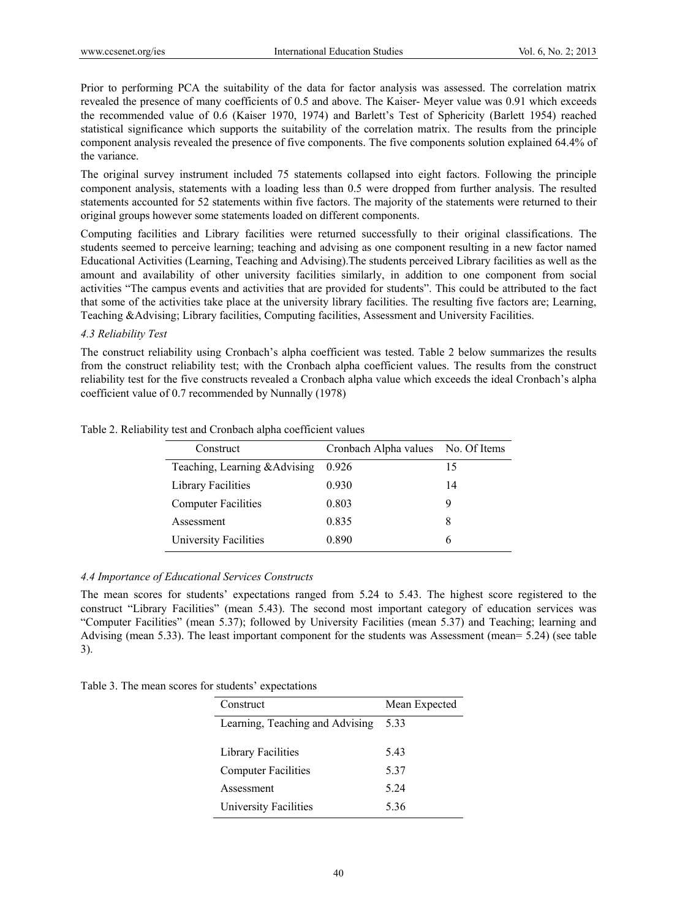Prior to performing PCA the suitability of the data for factor analysis was assessed. The correlation matrix revealed the presence of many coefficients of 0.5 and above. The Kaiser- Meyer value was 0.91 which exceeds the recommended value of 0.6 (Kaiser 1970, 1974) and Barlett's Test of Sphericity (Barlett 1954) reached statistical significance which supports the suitability of the correlation matrix. The results from the principle component analysis revealed the presence of five components. The five components solution explained 64.4% of the variance.

The original survey instrument included 75 statements collapsed into eight factors. Following the principle component analysis, statements with a loading less than 0.5 were dropped from further analysis. The resulted statements accounted for 52 statements within five factors. The majority of the statements were returned to their original groups however some statements loaded on different components.

Computing facilities and Library facilities were returned successfully to their original classifications. The students seemed to perceive learning; teaching and advising as one component resulting in a new factor named Educational Activities (Learning, Teaching and Advising).The students perceived Library facilities as well as the amount and availability of other university facilities similarly, in addition to one component from social activities "The campus events and activities that are provided for students". This could be attributed to the fact that some of the activities take place at the university library facilities. The resulting five factors are; Learning, Teaching &Advising; Library facilities, Computing facilities, Assessment and University Facilities.

*4.3 Reliability Test*

The construct reliability using Cronbach's alpha coefficient was tested. Table 2 below summarizes the results from the construct reliability test; with the Cronbach alpha coefficient values. The results from the construct reliability test for the five constructs revealed a Cronbach alpha value which exceeds the ideal Cronbach's alpha coefficient value of 0.7 recommended by Nunnally (1978)

Table 2. Reliability test and Cronbach alpha coefficient values

| Construct | Cronbach Alpha values | No. Of Items |
|---|---|---|
| Teaching, Learning &Advising | 0.926 | 15 |
| Library Facilities | 0.930 | 14 |
| Computer Facilities | 0.803 | 9 |
| Assessment | 0.835 | 8 |
| University Facilities | 0.890 | 6 |

*4.4 Importance of Educational Services Constructs*

The mean scores for students' expectations ranged from 5.24 to 5.43. The highest score registered to the construct "Library Facilities" (mean 5.43). The second most important category of education services was "Computer Facilities" (mean 5.37); followed by University Facilities (mean 5.37) and Teaching; learning and Advising (mean 5.33). The least important component for the students was Assessment (mean= 5.24) (see table 3).

Table 3. The mean scores for students' expectations

| Construct | Mean Expected |
|---|---|
| Learning, Teaching and Advising | 5.33 |
| Library Facilities | 5.43 |
| Computer Facilities | 5.37 |
| Assessment | 5.24 |
| University Facilities | 5.36 |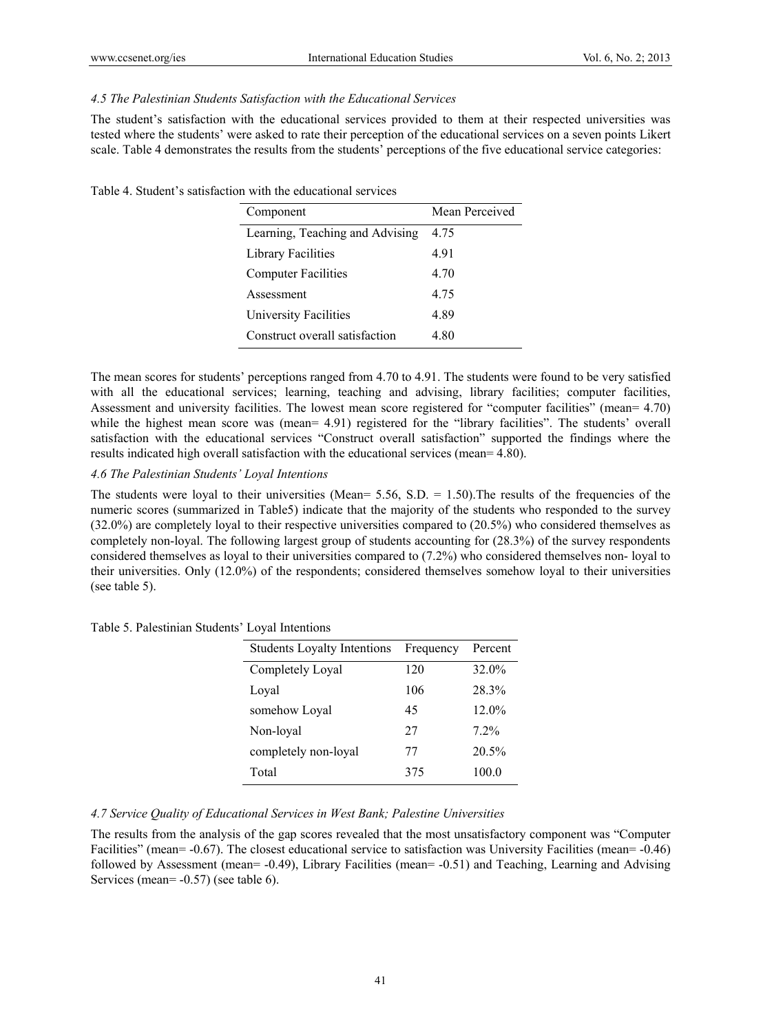### *4.5 The Palestinian Students Satisfaction with the Educational Services*

The student's satisfaction with the educational services provided to them at their respected universities was tested where the students' were asked to rate their perception of the educational services on a seven points Likert scale. Table 4 demonstrates the results from the students' perceptions of the five educational service categories:

Table 4. Student's satisfaction with the educational services

| Component | Mean Perceived |
|---|---|
| Learning, Teaching and Advising | 4.75 |
| Library Facilities | 4.91 |
| Computer Facilities | 4.70 |
| Assessment | 4.75 |
| University Facilities | 4.89 |
| Construct overall satisfaction | 4.80 |

The mean scores for students' perceptions ranged from 4.70 to 4.91. The students were found to be very satisfied with all the educational services; learning, teaching and advising, library facilities; computer facilities, Assessment and university facilities. The lowest mean score registered for "computer facilities" (mean= 4.70) while the highest mean score was (mean= 4.91) registered for the "library facilities". The students' overall satisfaction with the educational services "Construct overall satisfaction" supported the findings where the results indicated high overall satisfaction with the educational services (mean= 4.80).

### *4.6 The Palestinian Students' Loyal Intentions*

The students were loyal to their universities (Mean= 5.56, S.D. = 1.50).The results of the frequencies of the numeric scores (summarized in Table5) indicate that the majority of the students who responded to the survey (32.0%) are completely loyal to their respective universities compared to (20.5%) who considered themselves as completely non-loyal. The following largest group of students accounting for (28.3%) of the survey respondents considered themselves as loyal to their universities compared to (7.2%) who considered themselves non- loyal to their universities. Only (12.0%) of the respondents; considered themselves somehow loyal to their universities (see table 5).

Table 5. Palestinian Students' Loyal Intentions

| Students Loyalty Intentions | Frequency | Percent |
|---|---|---|
| Completely Loyal | 120 | 32.0% |
| Loyal | 106 | 28.3% |
| somehow Loyal | 45 | 12.0% |
| Non-loyal | 27 | 7.2% |
| completely non-loyal | 77 | 20.5% |
| Total | 375 | 100.0 |

### *4.7 Service Quality of Educational Services in West Bank; Palestine Universities*

The results from the analysis of the gap scores revealed that the most unsatisfactory component was "Computer Facilities" (mean= -0.67). The closest educational service to satisfaction was University Facilities (mean= -0.46) followed by Assessment (mean= -0.49), Library Facilities (mean= -0.51) and Teaching, Learning and Advising Services (mean= -0.57) (see table 6).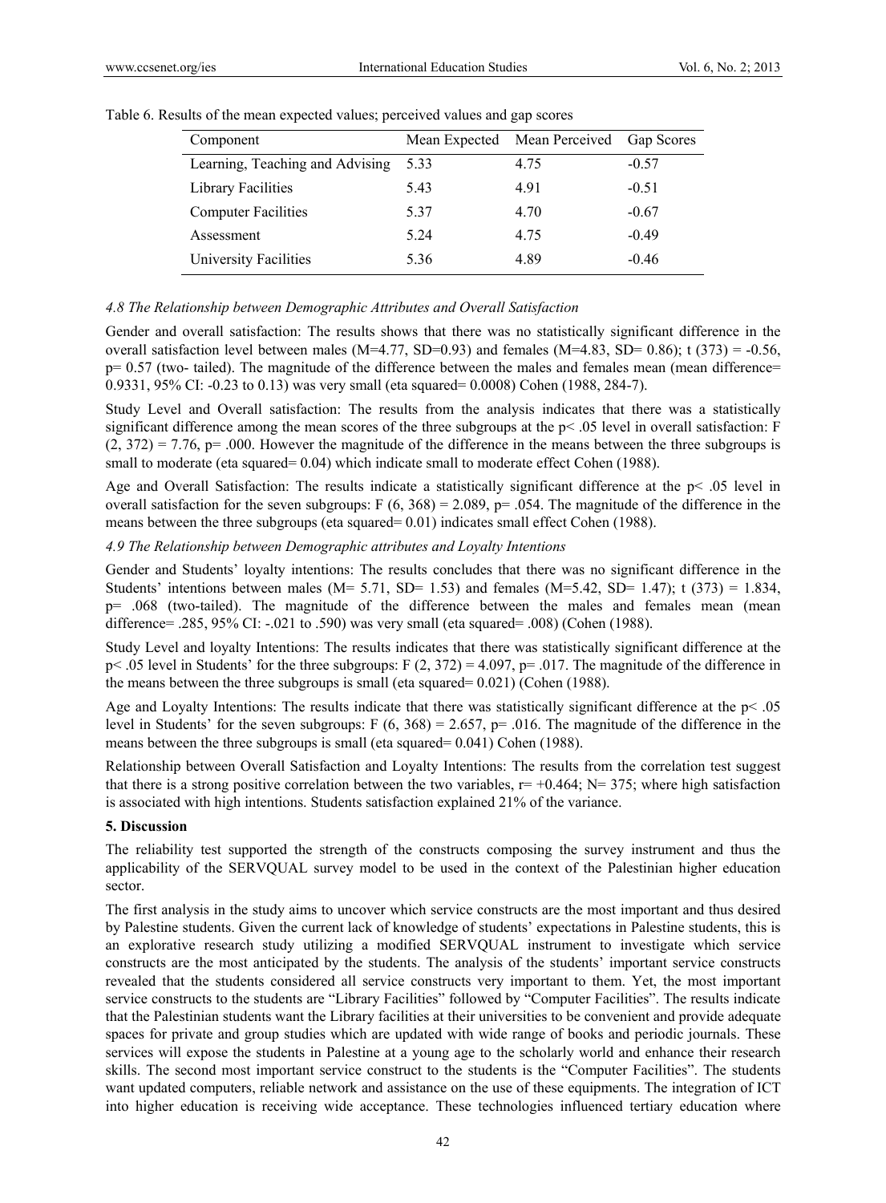Table 6. Results of the mean expected values; perceived values and gap scores

| Component | Mean Expected | Mean Perceived | Gap Scores |
|---|---|---|---|
| Learning, Teaching and Advising | 5.33 | 4.75 | -0.57 |
| Library Facilities | 5.43 | 4.91 | -0.51 |
| Computer Facilities | 5.37 | 4.70 | -0.67 |
| Assessment | 5.24 | 4.75 | -0.49 |
| University Facilities | 5.36 | 4.89 | -0.46 |

### *4.8 The Relationship between Demographic Attributes and Overall Satisfaction*

Gender and overall satisfaction: The results shows that there was no statistically significant difference in the overall satisfaction level between males ($M=4.77$, $SD=0.93$) and females ($M=4.83$, $SD= 0.86$); $t\ (373) = -0.56$, $p= 0.57$ (two- tailed). The magnitude of the difference between the males and females mean (mean difference= 0.9331, 95% CI: -0.23 to 0.13) was very small (eta squared= 0.0008) Cohen (1988, 284-7).

Study Level and Overall satisfaction: The results from the analysis indicates that there was a statistically significant difference among the mean scores of the three subgroups at the $p< .05$ level in overall satisfaction: $F\ (2, 372) = 7.76$, $p= .000$. However the magnitude of the difference in the means between the three subgroups is small to moderate (eta squared= 0.04) which indicate small to moderate effect Cohen (1988).

Age and Overall Satisfaction: The results indicate a statistically significant difference at the $p< .05$ level in overall satisfaction for the seven subgroups: $F\ (6, 368) = 2.089$, $p= .054$. The magnitude of the difference in the means between the three subgroups (eta squared= 0.01) indicates small effect Cohen (1988).

### *4.9 The Relationship between Demographic attributes and Loyalty Intentions*

Gender and Students' loyalty intentions: The results concludes that there was no significant difference in the Students' intentions between males ($M= 5.71$, $SD= 1.53$) and females ($M=5.42$, $SD= 1.47$); $t\ (373) = 1.834$, $p= .068$ (two-tailed). The magnitude of the difference between the males and females mean (mean difference= .285, 95% CI: -.021 to .590) was very small (eta squared= .008) (Cohen (1988).

Study Level and loyalty Intentions: The results indicates that there was statistically significant difference at the $p< .05$ level in Students' for the three subgroups: $F\ (2, 372) = 4.097$, $p= .017$. The magnitude of the difference in the means between the three subgroups is small (eta squared= 0.021) (Cohen (1988).

Age and Loyalty Intentions: The results indicate that there was statistically significant difference at the $p< .05$ level in Students' for the seven subgroups: $F\ (6, 368) = 2.657$, $p= .016$. The magnitude of the difference in the means between the three subgroups is small (eta squared= 0.041) Cohen (1988).

Relationship between Overall Satisfaction and Loyalty Intentions: The results from the correlation test suggest that there is a strong positive correlation between the two variables, $r= +0.464$; $N= 375$; where high satisfaction is associated with high intentions. Students satisfaction explained 21% of the variance.

## **5. Discussion**

The reliability test supported the strength of the constructs composing the survey instrument and thus the applicability of the SERVQUAL survey model to be used in the context of the Palestinian higher education sector.

The first analysis in the study aims to uncover which service constructs are the most important and thus desired by Palestine students. Given the current lack of knowledge of students' expectations in Palestine students, this is an explorative research study utilizing a modified SERVQUAL instrument to investigate which service constructs are the most anticipated by the students. The analysis of the students' important service constructs revealed that the students considered all service constructs very important to them. Yet, the most important service constructs to the students are "Library Facilities" followed by "Computer Facilities". The results indicate that the Palestinian students want the Library facilities at their universities to be convenient and provide adequate spaces for private and group studies which are updated with wide range of books and periodic journals. These services will expose the students in Palestine at a young age to the scholarly world and enhance their research skills. The second most important service construct to the students is the "Computer Facilities". The students want updated computers, reliable network and assistance on the use of these equipments. The integration of ICT into higher education is receiving wide acceptance. These technologies influenced tertiary education where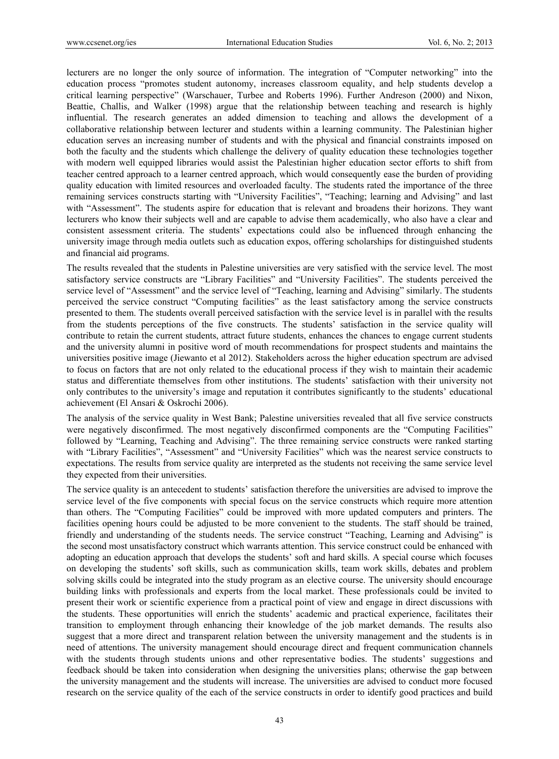lecturers are no longer the only source of information. The integration of "Computer networking" into the education process "promotes student autonomy, increases classroom equality, and help students develop a critical learning perspective" (Warschauer, Turbee and Roberts 1996). Further Andreson (2000) and Nixon, Beattie, Challis, and Walker (1998) argue that the relationship between teaching and research is highly influential. The research generates an added dimension to teaching and allows the development of a collaborative relationship between lecturer and students within a learning community. The Palestinian higher education serves an increasing number of students and with the physical and financial constraints imposed on both the faculty and the students which challenge the delivery of quality education these technologies together with modern well equipped libraries would assist the Palestinian higher education sector efforts to shift from teacher centred approach to a learner centred approach, which would consequently ease the burden of providing quality education with limited resources and overloaded faculty. The students rated the importance of the three remaining services constructs starting with "University Facilities", "Teaching; learning and Advising" and last with "Assessment". The students aspire for education that is relevant and broadens their horizons. They want lecturers who know their subjects well and are capable to advise them academically, who also have a clear and consistent assessment criteria. The students' expectations could also be influenced through enhancing the university image through media outlets such as education expos, offering scholarships for distinguished students and financial aid programs.

The results revealed that the students in Palestine universities are very satisfied with the service level. The most satisfactory service constructs are "Library Facilities" and "University Facilities". The students perceived the service level of "Assessment" and the service level of "Teaching, learning and Advising" similarly. The students perceived the service construct "Computing facilities" as the least satisfactory among the service constructs presented to them. The students overall perceived satisfaction with the service level is in parallel with the results from the students perceptions of the five constructs. The students' satisfaction in the service quality will contribute to retain the current students, attract future students, enhances the chances to engage current students and the university alumni in positive word of mouth recommendations for prospect students and maintains the universities positive image (Jiewanto et al 2012). Stakeholders across the higher education spectrum are advised to focus on factors that are not only related to the educational process if they wish to maintain their academic status and differentiate themselves from other institutions. The students' satisfaction with their university not only contributes to the university's image and reputation it contributes significantly to the students' educational achievement (El Ansari & Oskrochi 2006).

The analysis of the service quality in West Bank; Palestine universities revealed that all five service constructs were negatively disconfirmed. The most negatively disconfirmed components are the "Computing Facilities" followed by "Learning, Teaching and Advising". The three remaining service constructs were ranked starting with "Library Facilities", "Assessment" and "University Facilities" which was the nearest service constructs to expectations. The results from service quality are interpreted as the students not receiving the same service level they expected from their universities.

The service quality is an antecedent to students' satisfaction therefore the universities are advised to improve the service level of the five components with special focus on the service constructs which require more attention than others. The "Computing Facilities" could be improved with more updated computers and printers. The facilities opening hours could be adjusted to be more convenient to the students. The staff should be trained, friendly and understanding of the students needs. The service construct "Teaching, Learning and Advising" is the second most unsatisfactory construct which warrants attention. This service construct could be enhanced with adopting an education approach that develops the students' soft and hard skills. A special course which focuses on developing the students' soft skills, such as communication skills, team work skills, debates and problem solving skills could be integrated into the study program as an elective course. The university should encourage building links with professionals and experts from the local market. These professionals could be invited to present their work or scientific experience from a practical point of view and engage in direct discussions with the students. These opportunities will enrich the students' academic and practical experience, facilitates their transition to employment through enhancing their knowledge of the job market demands. The results also suggest that a more direct and transparent relation between the university management and the students is in need of attentions. The university management should encourage direct and frequent communication channels with the students through students unions and other representative bodies. The students' suggestions and feedback should be taken into consideration when designing the universities plans; otherwise the gap between the university management and the students will increase. The universities are advised to conduct more focused research on the service quality of the each of the service constructs in order to identify good practices and build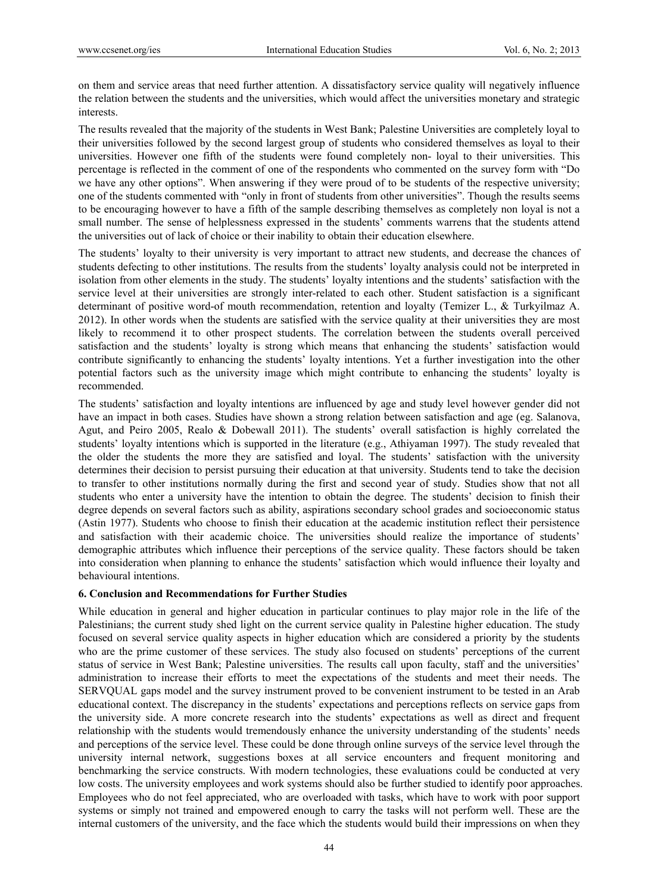on them and service areas that need further attention. A dissatisfactory service quality will negatively influence the relation between the students and the universities, which would affect the universities monetary and strategic interests.

The results revealed that the majority of the students in West Bank; Palestine Universities are completely loyal to their universities followed by the second largest group of students who considered themselves as loyal to their universities. However one fifth of the students were found completely non- loyal to their universities. This percentage is reflected in the comment of one of the respondents who commented on the survey form with "Do we have any other options". When answering if they were proud of to be students of the respective university; one of the students commented with "only in front of students from other universities". Though the results seems to be encouraging however to have a fifth of the sample describing themselves as completely non loyal is not a small number. The sense of helplessness expressed in the students' comments warrens that the students attend the universities out of lack of choice or their inability to obtain their education elsewhere.

The students' loyalty to their university is very important to attract new students, and decrease the chances of students defecting to other institutions. The results from the students' loyalty analysis could not be interpreted in isolation from other elements in the study. The students' loyalty intentions and the students' satisfaction with the service level at their universities are strongly inter-related to each other. Student satisfaction is a significant determinant of positive word-of mouth recommendation, retention and loyalty (Temizer L., & Turkyilmaz A. 2012). In other words when the students are satisfied with the service quality at their universities they are most likely to recommend it to other prospect students. The correlation between the students overall perceived satisfaction and the students' loyalty is strong which means that enhancing the students' satisfaction would contribute significantly to enhancing the students' loyalty intentions. Yet a further investigation into the other potential factors such as the university image which might contribute to enhancing the students' loyalty is recommended.

The students' satisfaction and loyalty intentions are influenced by age and study level however gender did not have an impact in both cases. Studies have shown a strong relation between satisfaction and age (eg. Salanova, Agut, and Peiro 2005, Realo & Dobewall 2011). The students' overall satisfaction is highly correlated the students' loyalty intentions which is supported in the literature (e.g., Athiyaman 1997). The study revealed that the older the students the more they are satisfied and loyal. The students' satisfaction with the university determines their decision to persist pursuing their education at that university. Students tend to take the decision to transfer to other institutions normally during the first and second year of study. Studies show that not all students who enter a university have the intention to obtain the degree. The students' decision to finish their degree depends on several factors such as ability, aspirations secondary school grades and socioeconomic status (Astin 1977). Students who choose to finish their education at the academic institution reflect their persistence and satisfaction with their academic choice. The universities should realize the importance of students' demographic attributes which influence their perceptions of the service quality. These factors should be taken into consideration when planning to enhance the students' satisfaction which would influence their loyalty and behavioural intentions.

## 6. Conclusion and Recommendations for Further Studies

While education in general and higher education in particular continues to play major role in the life of the Palestinians; the current study shed light on the current service quality in Palestine higher education. The study focused on several service quality aspects in higher education which are considered a priority by the students who are the prime customer of these services. The study also focused on students' perceptions of the current status of service in West Bank; Palestine universities. The results call upon faculty, staff and the universities' administration to increase their efforts to meet the expectations of the students and meet their needs. The SERVQUAL gaps model and the survey instrument proved to be convenient instrument to be tested in an Arab educational context. The discrepancy in the students' expectations and perceptions reflects on service gaps from the university side. A more concrete research into the students' expectations as well as direct and frequent relationship with the students would tremendously enhance the university understanding of the students' needs and perceptions of the service level. These could be done through online surveys of the service level through the university internal network, suggestions boxes at all service encounters and frequent monitoring and benchmarking the service constructs. With modern technologies, these evaluations could be conducted at very low costs. The university employees and work systems should also be further studied to identify poor approaches. Employees who do not feel appreciated, who are overloaded with tasks, which have to work with poor support systems or simply not trained and empowered enough to carry the tasks will not perform well. These are the internal customers of the university, and the face which the students would build their impressions on when they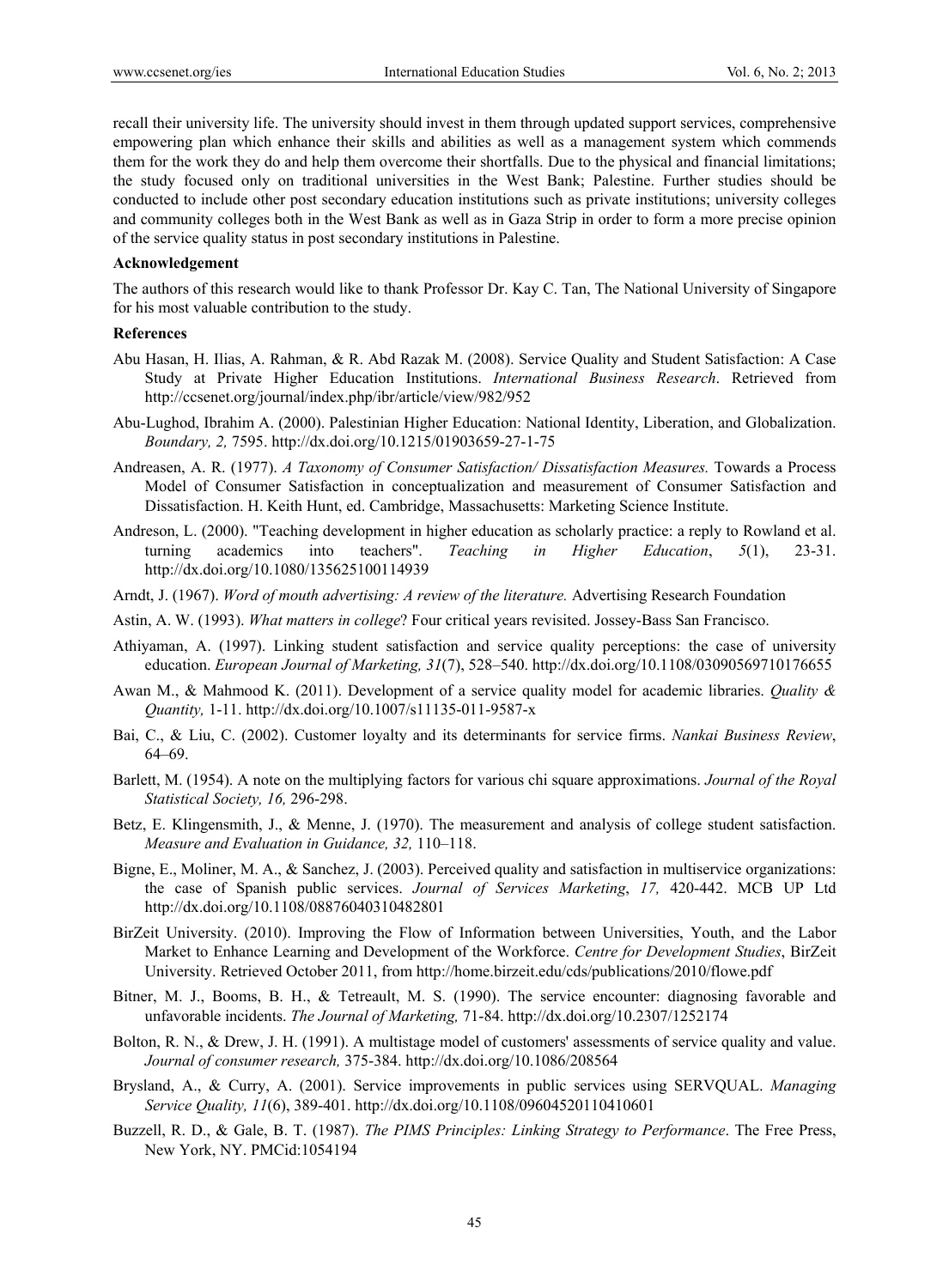recall their university life. The university should invest in them through updated support services, comprehensive empowering plan which enhance their skills and abilities as well as a management system which commends them for the work they do and help them overcome their shortfalls. Due to the physical and financial limitations; the study focused only on traditional universities in the West Bank; Palestine. Further studies should be conducted to include other post secondary education institutions such as private institutions; university colleges and community colleges both in the West Bank as well as in Gaza Strip in order to form a more precise opinion of the service quality status in post secondary institutions in Palestine.

**Acknowledgement**

The authors of this research would like to thank Professor Dr. Kay C. Tan, The National University of Singapore for his most valuable contribution to the study.

**References**

Abu Hasan, H. Ilias, A. Rahman, & R. Abd Razak M. (2008). Service Quality and Student Satisfaction: A Case Study at Private Higher Education Institutions. *International Business Research*. Retrieved from http://ccsenet.org/journal/index.php/ibr/article/view/982/952

Abu-Lughod, Ibrahim A. (2000). Palestinian Higher Education: National Identity, Liberation, and Globalization. *Boundary, 2,* 7595. http://dx.doi.org/10.1215/01903659-27-1-75

Andreasen, A. R. (1977). *A Taxonomy of Consumer Satisfaction/ Dissatisfaction Measures.* Towards a Process Model of Consumer Satisfaction in conceptualization and measurement of Consumer Satisfaction and Dissatisfaction. H. Keith Hunt, ed. Cambridge, Massachusetts: Marketing Science Institute.

Andreson, L. (2000). "Teaching development in higher education as scholarly practice: a reply to Rowland et al. turning academics into teachers". *Teaching in Higher Education*, *5*(1), 23-31. http://dx.doi.org/10.1080/135625100114939

Arndt, J. (1967). *Word of mouth advertising: A review of the literature.* Advertising Research Foundation

Astin, A. W. (1993). *What matters in college*? Four critical years revisited. Jossey-Bass San Francisco.

Athiyaman, A. (1997). Linking student satisfaction and service quality perceptions: the case of university education. *European Journal of Marketing, 31*(7), 528–540. http://dx.doi.org/10.1108/03090569710176655

Awan M., & Mahmood K. (2011). Development of a service quality model for academic libraries. *Quality & Quantity,* 1-11. http://dx.doi.org/10.1007/s11135-011-9587-x

Bai, C., & Liu, C. (2002). Customer loyalty and its determinants for service firms. *Nankai Business Review*, 64–69.

Barlett, M. (1954). A note on the multiplying factors for various chi square approximations. *Journal of the Royal Statistical Society, 16,* 296-298.

Betz, E. Klingensmith, J., & Menne, J. (1970). The measurement and analysis of college student satisfaction. *Measure and Evaluation in Guidance, 32,* 110–118.

Bigne, E., Moliner, M. A., & Sanchez, J. (2003). Perceived quality and satisfaction in multiservice organizations: the case of Spanish public services. *Journal of Services Marketing*, *17,* 420-442. MCB UP Ltd http://dx.doi.org/10.1108/08876040310482801

BirZeit University. (2010). Improving the Flow of Information between Universities, Youth, and the Labor Market to Enhance Learning and Development of the Workforce. *Centre for Development Studies*, BirZeit University. Retrieved October 2011, from http://home.birzeit.edu/cds/publications/2010/flowe.pdf

Bitner, M. J., Booms, B. H., & Tetreault, M. S. (1990). The service encounter: diagnosing favorable and unfavorable incidents. *The Journal of Marketing,* 71-84. http://dx.doi.org/10.2307/1252174

Bolton, R. N., & Drew, J. H. (1991). A multistage model of customers' assessments of service quality and value. *Journal of consumer research,* 375-384. http://dx.doi.org/10.1086/208564

Brysland, A., & Curry, A. (2001). Service improvements in public services using SERVQUAL. *Managing Service Quality, 11*(6), 389-401. http://dx.doi.org/10.1108/09604520110410601

Buzzell, R. D., & Gale, B. T. (1987). *The PIMS Principles: Linking Strategy to Performance*. The Free Press, New York, NY. PMCid:1054194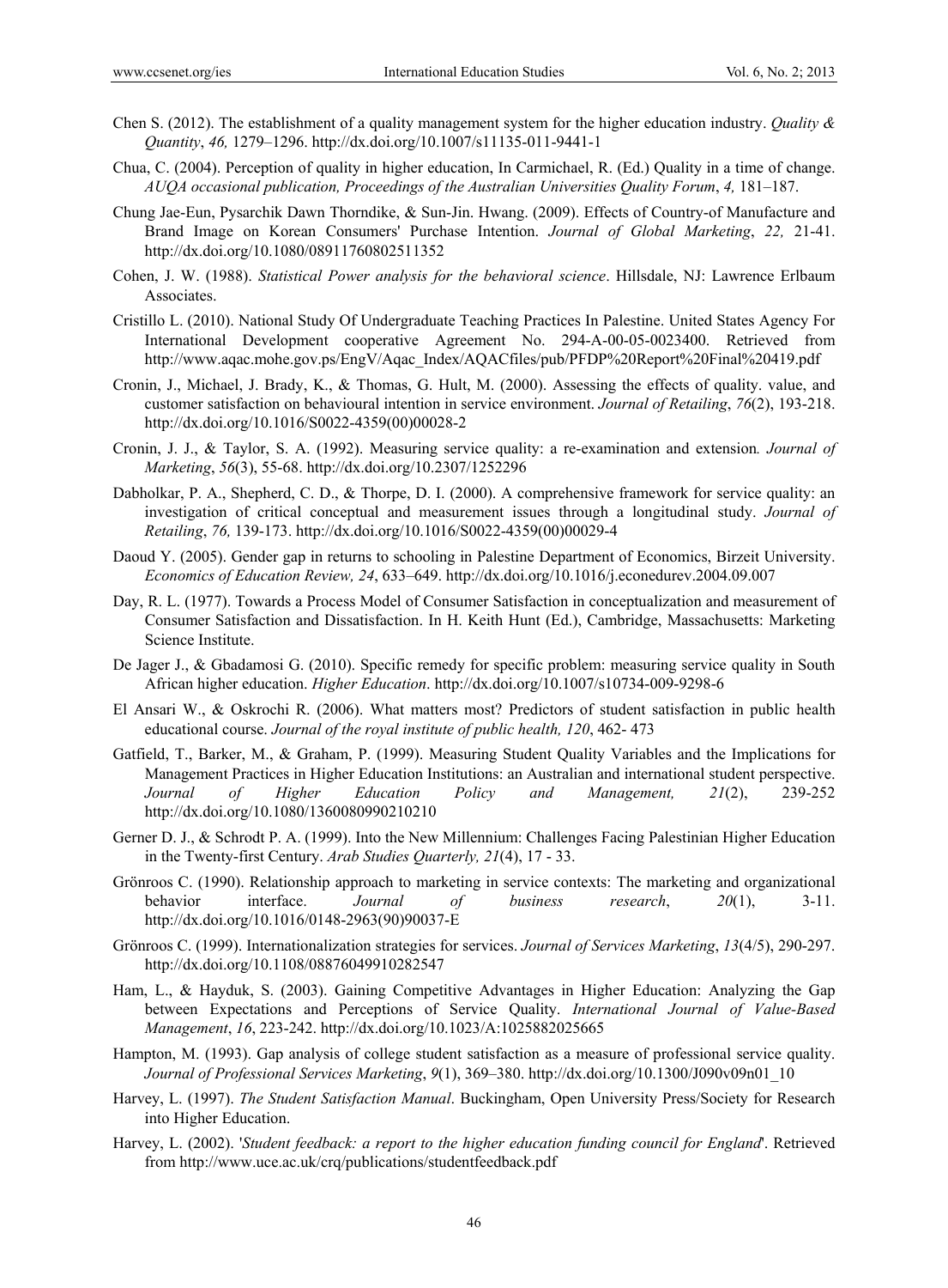Chen S. (2012). The establishment of a quality management system for the higher education industry. *Quality & Quantity*, *46,* 1279–1296. http://dx.doi.org/10.1007/s11135-011-9441-1

Chua, C. (2004). Perception of quality in higher education, In Carmichael, R. (Ed.) Quality in a time of change. *AUQA occasional publication, Proceedings of the Australian Universities Quality Forum*, *4,* 181–187.

Chung Jae-Eun, Pysarchik Dawn Thorndike, & Sun-Jin. Hwang. (2009). Effects of Country-of Manufacture and Brand Image on Korean Consumers' Purchase Intention. *Journal of Global Marketing*, *22,* 21-41. http://dx.doi.org/10.1080/08911760802511352

Cohen, J. W. (1988). *Statistical Power analysis for the behavioral science*. Hillsdale, NJ: Lawrence Erlbaum Associates.

Cristillo L. (2010). National Study Of Undergraduate Teaching Practices In Palestine. United States Agency For International Development cooperative Agreement No. 294-A-00-05-0023400. Retrieved from http://www.aqac.mohe.gov.ps/EngV/Aqac_Index/AQACfiles/pub/PFDP%20Report%20Final%20419.pdf

Cronin, J., Michael, J. Brady, K., & Thomas, G. Hult, M. (2000). Assessing the effects of quality. value, and customer satisfaction on behavioural intention in service environment. *Journal of Retailing*, *76*(2), 193-218. http://dx.doi.org/10.1016/S0022-4359(00)00028-2

Cronin, J. J., & Taylor, S. A. (1992). Measuring service quality: a re-examination and extension*. Journal of Marketing*, *56*(3), 55-68. http://dx.doi.org/10.2307/1252296

Dabholkar, P. A., Shepherd, C. D., & Thorpe, D. I. (2000). A comprehensive framework for service quality: an investigation of critical conceptual and measurement issues through a longitudinal study. *Journal of Retailing*, *76,* 139-173. http://dx.doi.org/10.1016/S0022-4359(00)00029-4

Daoud Y. (2005). Gender gap in returns to schooling in Palestine Department of Economics, Birzeit University. *Economics of Education Review, 24*, 633–649. http://dx.doi.org/10.1016/j.econedurev.2004.09.007

Day, R. L. (1977). Towards a Process Model of Consumer Satisfaction in conceptualization and measurement of Consumer Satisfaction and Dissatisfaction. In H. Keith Hunt (Ed.), Cambridge, Massachusetts: Marketing Science Institute.

De Jager J., & Gbadamosi G. (2010). Specific remedy for specific problem: measuring service quality in South African higher education. *Higher Education*. http://dx.doi.org/10.1007/s10734-009-9298-6

El Ansari W., & Oskrochi R. (2006). What matters most? Predictors of student satisfaction in public health educational course. *Journal of the royal institute of public health, 120*, 462- 473

Gatfield, T., Barker, M., & Graham, P. (1999). Measuring Student Quality Variables and the Implications for Management Practices in Higher Education Institutions: an Australian and international student perspective. *Journal of Higher Education Policy and Management, 21*(2), 239-252 http://dx.doi.org/10.1080/1360080990210210

Gerner D. J., & Schrodt P. A. (1999). Into the New Millennium: Challenges Facing Palestinian Higher Education in the Twenty-first Century. *Arab Studies Quarterly, 21*(4), 17 - 33.

Grönroos C. (1990). Relationship approach to marketing in service contexts: The marketing and organizational behavior interface. *Journal of business research*, *20*(1), 3-11. http://dx.doi.org/10.1016/0148-2963(90)90037-E

Grönroos C. (1999). Internationalization strategies for services. *Journal of Services Marketing*, *13*(4/5), 290-297. http://dx.doi.org/10.1108/08876049910282547

Ham, L., & Hayduk, S. (2003). Gaining Competitive Advantages in Higher Education: Analyzing the Gap between Expectations and Perceptions of Service Quality. *International Journal of Value-Based Management*, *16*, 223-242. http://dx.doi.org/10.1023/A:1025882025665

Hampton, M. (1993). Gap analysis of college student satisfaction as a measure of professional service quality. *Journal of Professional Services Marketing*, *9*(1), 369–380. http://dx.doi.org/10.1300/J090v09n01_10

Harvey, L. (1997). *The Student Satisfaction Manual*. Buckingham, Open University Press/Society for Research into Higher Education.

Harvey, L. (2002). '*Student feedback: a report to the higher education funding council for England*'. Retrieved from http://www.uce.ac.uk/crq/publications/studentfeedback.pdf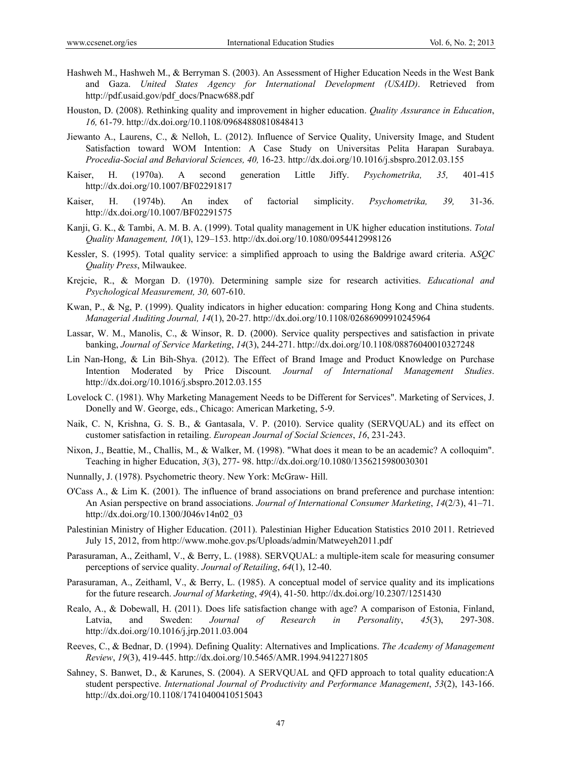Hashweh M., Hashweh M., & Berryman S. (2003). An Assessment of Higher Education Needs in the West Bank and Gaza. *United States Agency for International Development (USAID)*. Retrieved from http://pdf.usaid.gov/pdf_docs/Pnacw688.pdf

Houston, D. (2008). Rethinking quality and improvement in higher education. *Quality Assurance in Education*, *16,* 61-79. http://dx.doi.org/10.1108/09684880810848413

Jiewanto A., Laurens, C., & Nelloh, L. (2012). Influence of Service Quality, University Image, and Student Satisfaction toward WOM Intention: A Case Study on Universitas Pelita Harapan Surabaya. *Procedia-Social and Behavioral Sciences, 40,* 16-23. http://dx.doi.org/10.1016/j.sbspro.2012.03.155

Kaiser, H. (1970a). A second generation Little Jiffy. *Psychometrika, 35,* 401-415 http://dx.doi.org/10.1007/BF02291817

Kaiser, H. (1974b). An index of factorial simplicity. *Psychometrika, 39,* 31-36. http://dx.doi.org/10.1007/BF02291575

Kanji, G. K., & Tambi, A. M. B. A. (1999). Total quality management in UK higher education institutions. *Total Quality Management, 10*(1), 129–153. http://dx.doi.org/10.1080/0954412998126

Kessler, S. (1995). Total quality service: a simplified approach to using the Baldrige award criteria. A*SQC Quality Press*, Milwaukee.

Krejcie, R., & Morgan D. (1970). Determining sample size for research activities. *Educational and Psychological Measurement, 30,* 607-610.

Kwan, P., & Ng, P. (1999). Quality indicators in higher education: comparing Hong Kong and China students. *Managerial Auditing Journal, 14*(1), 20-27. http://dx.doi.org/10.1108/02686909910245964

Lassar, W. M., Manolis, C., & Winsor, R. D. (2000). Service quality perspectives and satisfaction in private banking, *Journal of Service Marketing*, *14*(3), 244-271. http://dx.doi.org/10.1108/08876040010327248

Lin Nan-Hong, & Lin Bih-Shya. (2012). The Effect of Brand Image and Product Knowledge on Purchase Intention Moderated by Price Discount*. Journal of International Management Studies*. http://dx.doi.org/10.1016/j.sbspro.2012.03.155

Lovelock C. (1981). Why Marketing Management Needs to be Different for Services". Marketing of Services, J. Donelly and W. George, eds., Chicago: American Marketing, 5-9.

Naik, C. N, Krishna, G. S. B., & Gantasala, V. P. (2010). Service quality (SERVQUAL) and its effect on customer satisfaction in retailing. *European Journal of Social Sciences*, *16*, 231-243.

Nixon, J., Beattie, M., Challis, M., & Walker, M. (1998). "What does it mean to be an academic? A colloquim". Teaching in higher Education, *3*(3), 277- 98. http://dx.doi.org/10.1080/1356215980030301

Nunnally, J. (1978). Psychometric theory. New York: McGraw- Hill.

O'Cass A., & Lim K. (2001). The influence of brand associations on brand preference and purchase intention: An Asian perspective on brand associations. *Journal of International Consumer Marketing*, *14*(2/3), 41–71. http://dx.doi.org/10.1300/J046v14n02_03

Palestinian Ministry of Higher Education. (2011). Palestinian Higher Education Statistics 2010 2011. Retrieved July 15, 2012, from http://www.mohe.gov.ps/Uploads/admin/Matweyeh2011.pdf

Parasuraman, A., Zeithaml, V., & Berry, L. (1988). SERVQUAL: a multiple-item scale for measuring consumer perceptions of service quality. *Journal of Retailing*, *64*(1), 12-40.

Parasuraman, A., Zeithaml, V., & Berry, L. (1985). A conceptual model of service quality and its implications for the future research. *Journal of Marketing*, *49*(4), 41-50. http://dx.doi.org/10.2307/1251430

Realo, A., & Dobewall, H. (2011). Does life satisfaction change with age? A comparison of Estonia, Finland, Latvia, and Sweden: *Journal of Research in Personality*, *45*(3), 297-308. http://dx.doi.org/10.1016/j.jrp.2011.03.004

Reeves, C., & Bednar, D. (1994). Defining Quality: Alternatives and Implications. *The Academy of Management Review*, *19*(3), 419-445. http://dx.doi.org/10.5465/AMR.1994.9412271805

Sahney, S. Banwet, D., & Karunes, S. (2004). A SERVQUAL and QFD approach to total quality education:A student perspective. *International Journal of Productivity and Performance Management*, *53*(2), 143-166. http://dx.doi.org/10.1108/17410400410515043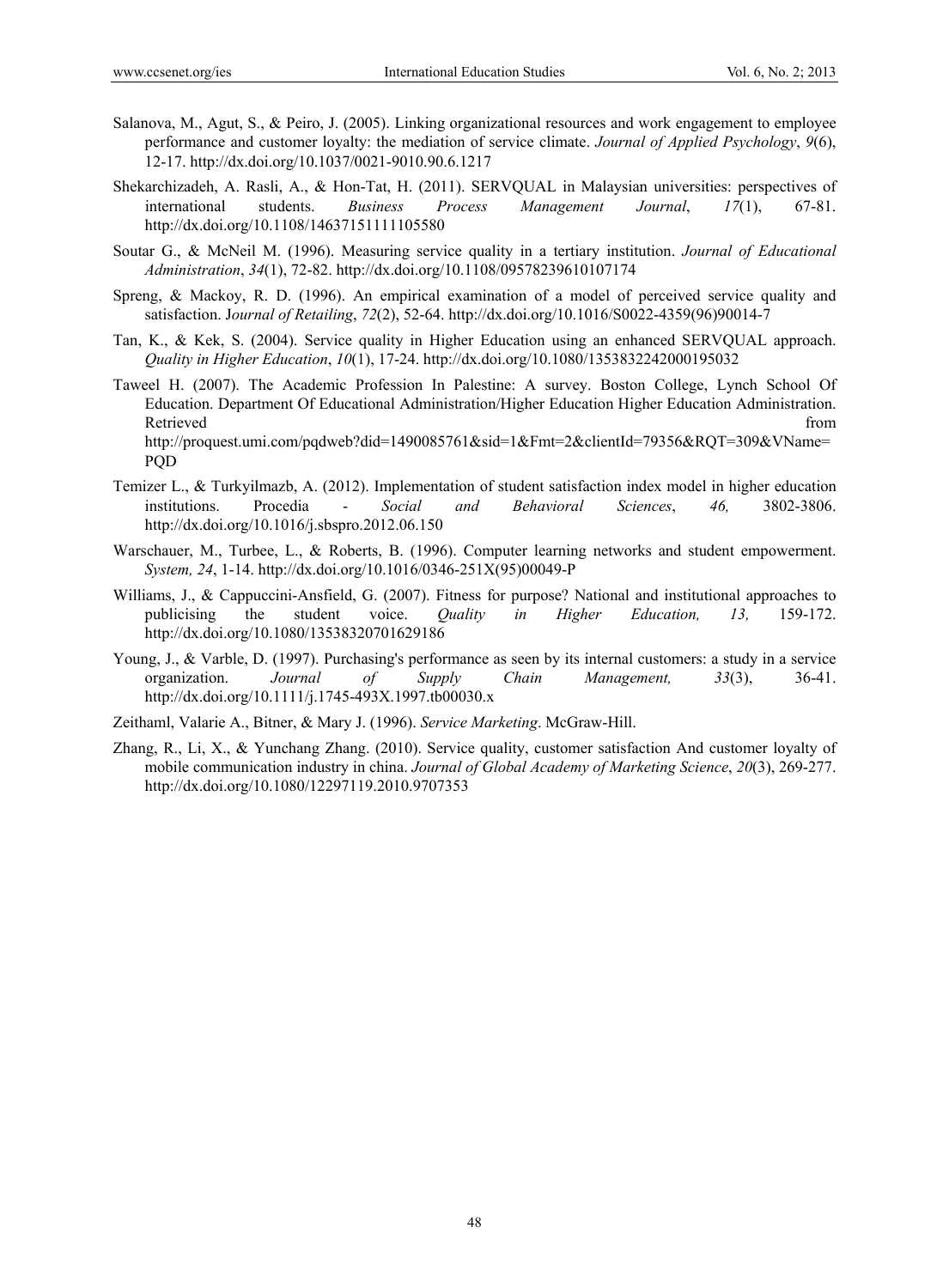Salanova, M., Agut, S., & Peiro, J. (2005). Linking organizational resources and work engagement to employee performance and customer loyalty: the mediation of service climate. *Journal of Applied Psychology*, *9*(6), 12-17. http://dx.doi.org/10.1037/0021-9010.90.6.1217

Shekarchizadeh, A. Rasli, A., & Hon-Tat, H. (2011). SERVQUAL in Malaysian universities: perspectives of international students. *Business Process Management Journal*, *17*(1), 67-81. http://dx.doi.org/10.1108/14637151111105580

Soutar G., & McNeil M. (1996). Measuring service quality in a tertiary institution. *Journal of Educational Administration*, *34*(1), 72-82. http://dx.doi.org/10.1108/09578239610107174

Spreng, & Mackoy, R. D. (1996). An empirical examination of a model of perceived service quality and satisfaction. J*ournal of Retailing*, *72*(2), 52-64. http://dx.doi.org/10.1016/S0022-4359(96)90014-7

Tan, K., & Kek, S. (2004). Service quality in Higher Education using an enhanced SERVQUAL approach. *Quality in Higher Education*, *10*(1), 17-24. http://dx.doi.org/10.1080/1353832242000195032

Taweel H. (2007). The Academic Profession In Palestine: A survey. Boston College, Lynch School Of Education. Department Of Educational Administration/Higher Education Higher Education Administration. Retrieved from http://proquest.umi.com/pqdweb?did=1490085761&sid=1&Fmt=2&clientId=79356&RQT=309&VName=PQD

Temizer L., & Turkyilmazb, A. (2012). Implementation of student satisfaction index model in higher education institutions. Procedia - *Social and Behavioral Sciences*, *46,* 3802-3806. http://dx.doi.org/10.1016/j.sbspro.2012.06.150

Warschauer, M., Turbee, L., & Roberts, B. (1996). Computer learning networks and student empowerment. *System, 24*, 1-14. http://dx.doi.org/10.1016/0346-251X(95)00049-P

Williams, J., & Cappuccini-Ansfield, G. (2007). Fitness for purpose? National and institutional approaches to publicising the student voice. *Quality in Higher Education, 13,* 159-172. http://dx.doi.org/10.1080/13538320701629186

Young, J., & Varble, D. (1997). Purchasing's performance as seen by its internal customers: a study in a service organization. *Journal of Supply Chain Management, 33*(3), 36-41. http://dx.doi.org/10.1111/j.1745-493X.1997.tb00030.x

Zeithaml, Valarie A., Bitner, & Mary J. (1996). *Service Marketing*. McGraw-Hill.

Zhang, R., Li, X., & Yunchang Zhang. (2010). Service quality, customer satisfaction And customer loyalty of mobile communication industry in china. *Journal of Global Academy of Marketing Science*, *20*(3), 269-277. http://dx.doi.org/10.1080/12297119.2010.9707353